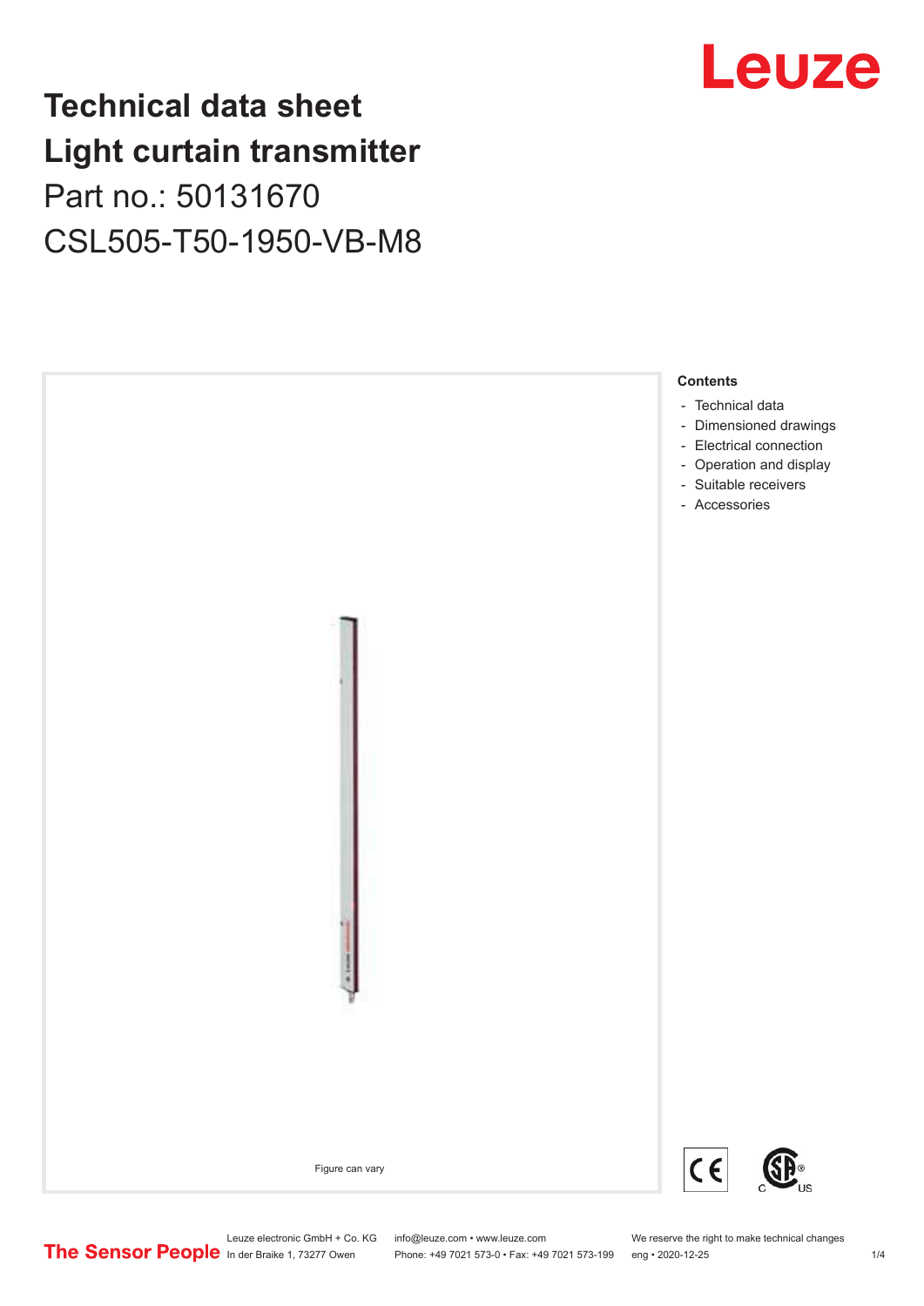# Technical data sheet
# Light curtain transmitter

Part no.: 50131670

CSL505-T50-1950-VB-M8

Figure can vary

**Contents**

- Technical data
- Dimensioned drawings
- Electrical connection
- Operation and display
- Suitable receivers
- Accessories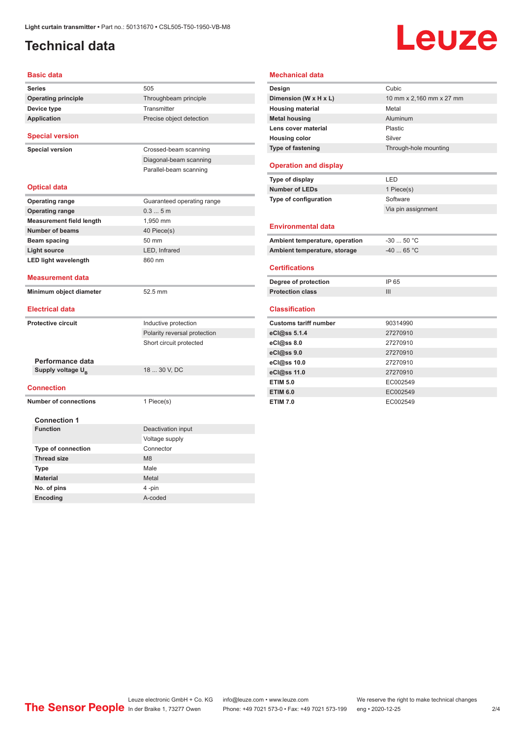# Technical data

## Basic data

| | |
|---|---|
| **Series** | 505 |
| **Operating principle** | Throughbeam principle |
| **Device type** | Transmitter |
| **Application** | Precise object detection |

## Special version

| | |
|---|---|
| **Special version** | Crossed-beam scanning |
| | Diagonal-beam scanning |
| | Parallel-beam scanning |

## Optical data

| | |
|---|---|
| **Operating range** | Guaranteed operating range |
| **Operating range** | 0.3 ... 5 m |
| **Measurement field length** | 1,950 mm |
| **Number of beams** | 40 Piece(s) |
| **Beam spacing** | 50 mm |
| **Light source** | LED, Infrared |
| **LED light wavelength** | 860 nm |

## Measurement data

| | |
|---|---|
| **Minimum object diameter** | 52.5 mm |

## Electrical data

| | |
|---|---|
| **Protective circuit** | Inductive protection |
| | Polarity reversal protection |
| | Short circuit protected |

### Performance data

| | |
|---|---|
| **Supply voltage $U_B$** | 18 ... 30 V, DC |

## Connection

| | |
|---|---|
| **Number of connections** | 1 Piece(s) |

### Connection 1

| | |
|---|---|
| **Function** | Deactivation input |
| | Voltage supply |
| **Type of connection** | Connector |
| **Thread size** | M8 |
| **Type** | Male |
| **Material** | Metal |
| **No. of pins** | 4 -pin |
| **Encoding** | A-coded |

## Mechanical data

| | |
|---|---|
| **Design** | Cubic |
| **Dimension (W x H x L)** | 10 mm x 2,160 mm x 27 mm |
| **Housing material** | Metal |
| **Metal housing** | Aluminum |
| **Lens cover material** | Plastic |
| **Housing color** | Silver |
| **Type of fastening** | Through-hole mounting |

## Operation and display

| | |
|---|---|
| **Type of display** | LED |
| **Number of LEDs** | 1 Piece(s) |
| **Type of configuration** | Software |
| | Via pin assignment |

## Environmental data

| | |
|---|---|
| **Ambient temperature, operation** | -30 ... 50 °C |
| **Ambient temperature, storage** | -40 ... 65 °C |

## Certifications

| | |
|---|---|
| **Degree of protection** | IP 65 |
| **Protection class** | III |

## Classification

| | |
|---|---|
| **Customs tariff number** | 90314990 |
| **eCl@ss 5.1.4** | 27270910 |
| **eCl@ss 8.0** | 27270910 |
| **eCl@ss 9.0** | 27270910 |
| **eCl@ss 10.0** | 27270910 |
| **eCl@ss 11.0** | 27270910 |
| **ETIM 5.0** | EC002549 |
| **ETIM 6.0** | EC002549 |
| **ETIM 7.0** | EC002549 |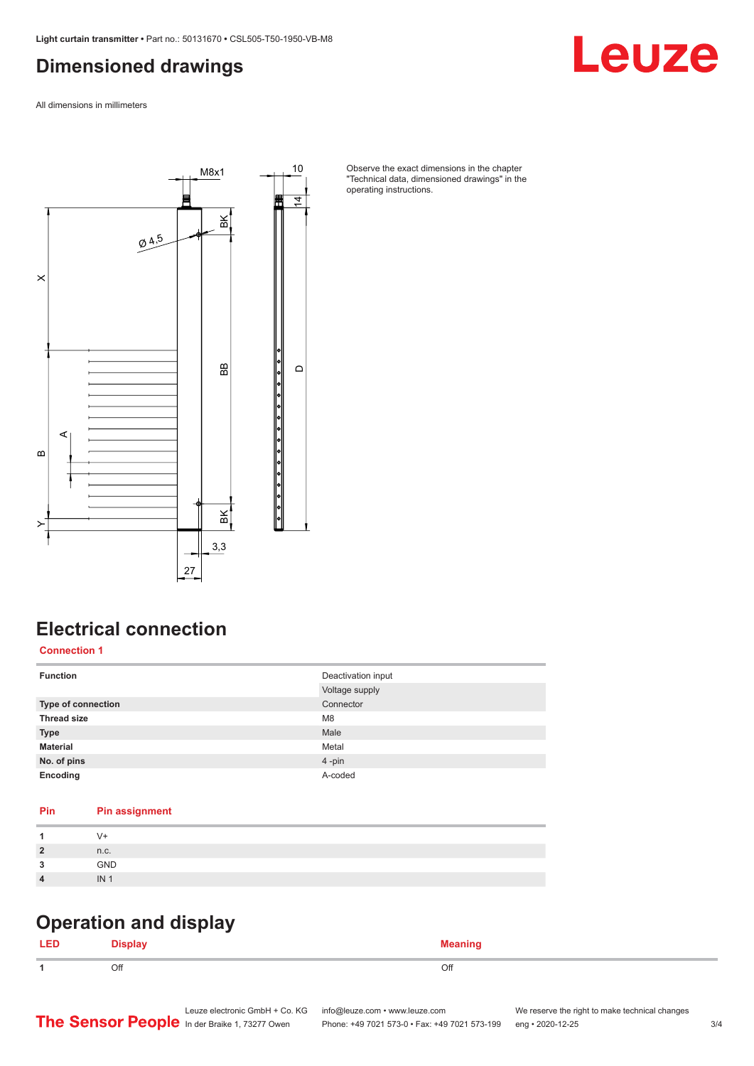## Dimensioned drawings

All dimensions in millimeters

Observe the exact dimensions in the chapter "Technical data, dimensioned drawings" in the operating instructions.

## Electrical connection

**Connection 1**

| | |
|---|---|
| **Function** | Deactivation input |
| | Voltage supply |
| **Type of connection** | Connector |
| **Thread size** | M8 |
| **Type** | Male |
| **Material** | Metal |
| **No. of pins** | 4 -pin |
| **Encoding** | A-coded |

| Pin | Pin assignment |
|---|---|
| **1** | V+ |
| **2** | n.c. |
| **3** | GND |
| **4** | IN 1 |

## Operation and display

| LED | Display | Meaning |
|---|---|---|
| **1** | Off | Off |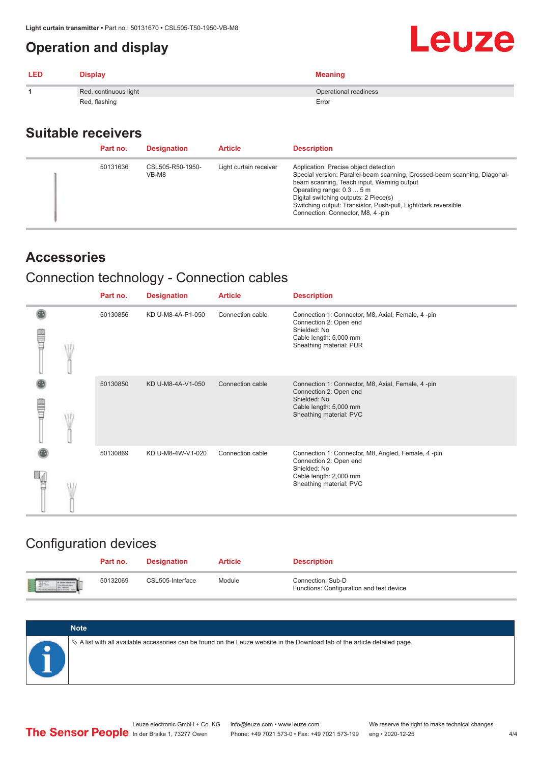## Operation and display

| LED | Display | Meaning |
|---|---|---|
| 1 | Red, continuous light | Operational readiness |
| | Red, flashing | Error |

## Suitable receivers

| Part no. | Designation | Article | Description |
|---|---|---|---|
| 50131636 | CSL505-R50-1950-VB-M8 | Light curtain receiver | Application: Precise object detection<br>Special version: Parallel-beam scanning, Crossed-beam scanning, Diagonal-beam scanning, Teach input, Warning output<br>Operating range: 0.3 ... 5 m<br>Digital switching outputs: 2 Piece(s)<br>Switching output: Transistor, Push-pull, Light/dark reversible<br>Connection: Connector, M8, 4 -pin |

## Accessories

### Connection technology - Connection cables

| Part no. | Designation | Article | Description |
|---|---|---|---|
| 50130856 | KD U-M8-4A-P1-050 | Connection cable | Connection 1: Connector, M8, Axial, Female, 4 -pin<br>Connection 2: Open end<br>Shielded: No<br>Cable length: 5,000 mm<br>Sheathing material: PUR |
| 50130850 | KD U-M8-4A-V1-050 | Connection cable | Connection 1: Connector, M8, Axial, Female, 4 -pin<br>Connection 2: Open end<br>Shielded: No<br>Cable length: 5,000 mm<br>Sheathing material: PVC |
| 50130869 | KD U-M8-4W-V1-020 | Connection cable | Connection 1: Connector, M8, Angled, Female, 4 -pin<br>Connection 2: Open end<br>Shielded: No<br>Cable length: 2,000 mm<br>Sheathing material: PVC |

### Configuration devices

| Part no. | Designation | Article | Description |
|---|---|---|---|
| 50132069 | CSL505-Interface | Module | Connection: Sub-D<br>Functions: Configuration and test device |

**Note**

↳ A list with all available accessories can be found on the Leuze website in the Download tab of the article detailed page.